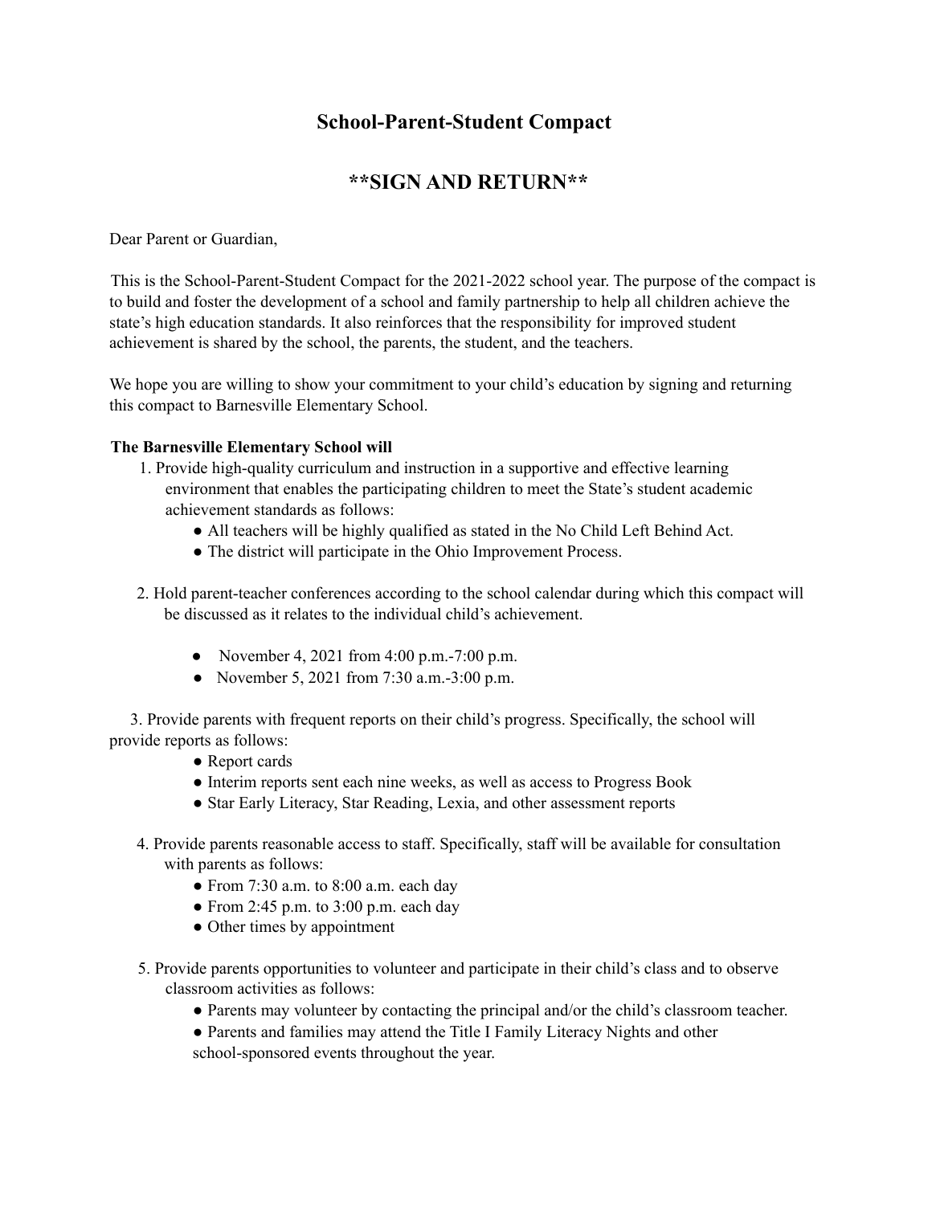# School-Parent-Student Compact

## \*\*SIGN AND RETURN\*\*

Dear Parent or Guardian,

This is the School-Parent-Student Compact for the 2021-2022 school year. The purpose of the compact is to build and foster the development of a school and family partnership to help all children achieve the state's high education standards. It also reinforces that the responsibility for improved student achievement is shared by the school, the parents, the student, and the teachers.

We hope you are willing to show your commitment to your child's education by signing and returning this compact to Barnesville Elementary School.

**The Barnesville Elementary School will**

1. Provide high-quality curriculum and instruction in a supportive and effective learning environment that enables the participating children to meet the State's student academic achievement standards as follows:
    - All teachers will be highly qualified as stated in the No Child Left Behind Act.
    - The district will participate in the Ohio Improvement Process.

2. Hold parent-teacher conferences according to the school calendar during which this compact will be discussed as it relates to the individual child's achievement.
    - November 4, 2021 from 4:00 p.m.-7:00 p.m.
    - November 5, 2021 from 7:30 a.m.-3:00 p.m.

3. Provide parents with frequent reports on their child's progress. Specifically, the school will provide reports as follows:
    - Report cards
    - Interim reports sent each nine weeks, as well as access to Progress Book
    - Star Early Literacy, Star Reading, Lexia, and other assessment reports

4. Provide parents reasonable access to staff. Specifically, staff will be available for consultation with parents as follows:
    - From 7:30 a.m. to 8:00 a.m. each day
    - From 2:45 p.m. to 3:00 p.m. each day
    - Other times by appointment

5. Provide parents opportunities to volunteer and participate in their child's class and to observe classroom activities as follows:
    - Parents may volunteer by contacting the principal and/or the child's classroom teacher.
    - Parents and families may attend the Title I Family Literacy Nights and other school-sponsored events throughout the year.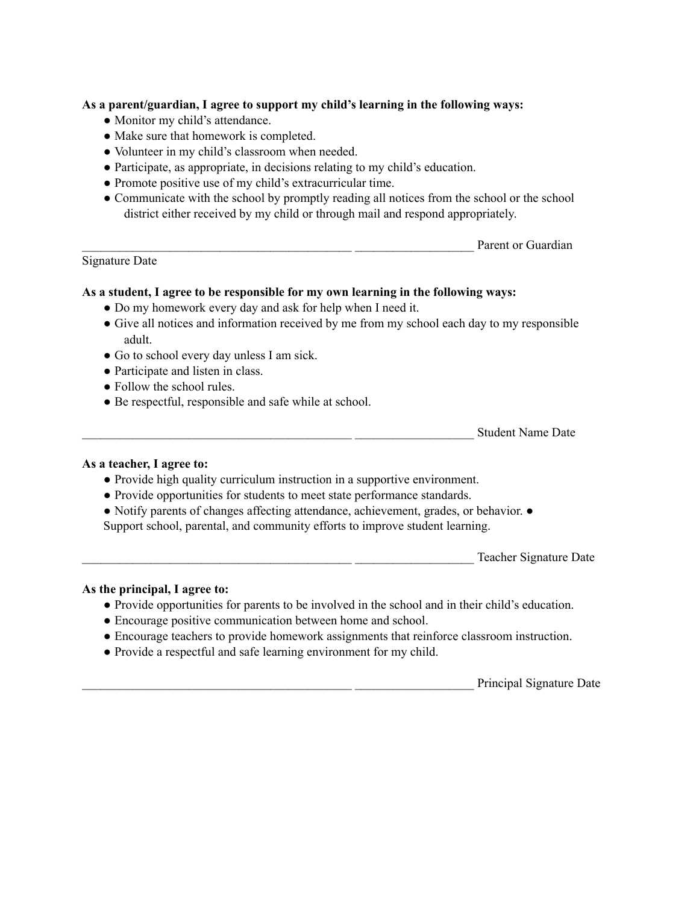**As a parent/guardian, I agree to support my child's learning in the following ways:**

- Monitor my child's attendance.
- Make sure that homework is completed.
- Volunteer in my child's classroom when needed.
- Participate, as appropriate, in decisions relating to my child's education.
- Promote positive use of my child's extracurricular time.
- Communicate with the school by promptly reading all notices from the school or the school district either received by my child or through mail and respond appropriately.

____________________________________________ ___________________ Parent or Guardian Signature Date

**As a student, I agree to be responsible for my own learning in the following ways:**

- Do my homework every day and ask for help when I need it.
- Give all notices and information received by me from my school each day to my responsible adult.
- Go to school every day unless I am sick.
- Participate and listen in class.
- Follow the school rules.
- Be respectful, responsible and safe while at school.

____________________________________________ ___________________ Student Name Date

**As a teacher, I agree to:**

- Provide high quality curriculum instruction in a supportive environment.
- Provide opportunities for students to meet state performance standards.
- Notify parents of changes affecting attendance, achievement, grades, or behavior.
- Support school, parental, and community efforts to improve student learning.

____________________________________________ ___________________ Teacher Signature Date

**As the principal, I agree to:**

- Provide opportunities for parents to be involved in the school and in their child's education.
- Encourage positive communication between home and school.
- Encourage teachers to provide homework assignments that reinforce classroom instruction.
- Provide a respectful and safe learning environment for my child.

____________________________________________ ___________________ Principal Signature Date